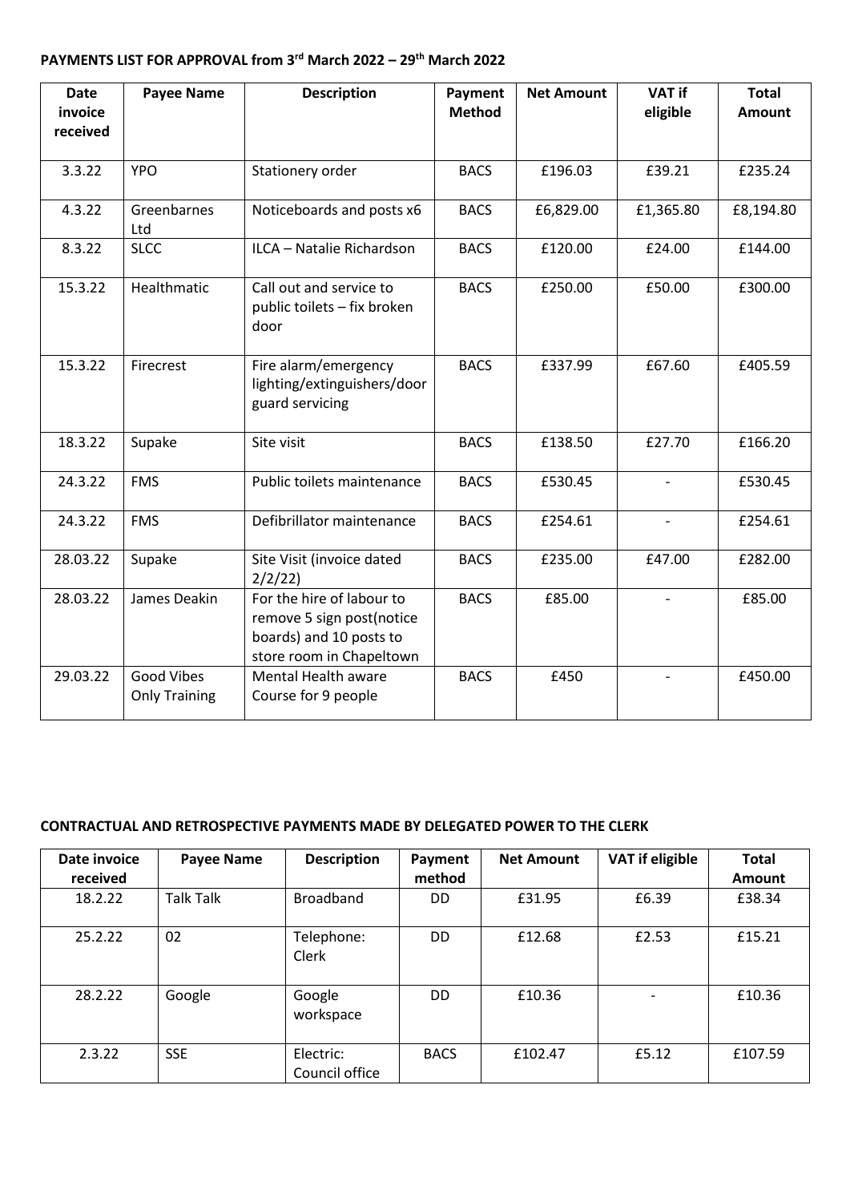**PAYMENTS LIST FOR APPROVAL from 3rd March 2022 – 29th March 2022**

| Date invoice received | Payee Name | Description | Payment Method | Net Amount | VAT if eligible | Total Amount |
|---|---|---|---|---|---|---|
| 3.3.22 | YPO | Stationery order | BACS | £196.03 | £39.21 | £235.24 |
| 4.3.22 | Greenbarnes Ltd | Noticeboards and posts x6 | BACS | £6,829.00 | £1,365.80 | £8,194.80 |
| 8.3.22 | SLCC | ILCA – Natalie Richardson | BACS | £120.00 | £24.00 | £144.00 |
| 15.3.22 | Healthmatic | Call out and service to public toilets – fix broken door | BACS | £250.00 | £50.00 | £300.00 |
| 15.3.22 | Firecrest | Fire alarm/emergency lighting/extinguishers/door guard servicing | BACS | £337.99 | £67.60 | £405.59 |
| 18.3.22 | Supake | Site visit | BACS | £138.50 | £27.70 | £166.20 |
| 24.3.22 | FMS | Public toilets maintenance | BACS | £530.45 | - | £530.45 |
| 24.3.22 | FMS | Defibrillator maintenance | BACS | £254.61 | - | £254.61 |
| 28.03.22 | Supake | Site Visit (invoice dated 2/2/22) | BACS | £235.00 | £47.00 | £282.00 |
| 28.03.22 | James Deakin | For the hire of labour to remove 5 sign post(notice boards) and 10 posts to store room in Chapeltown | BACS | £85.00 | - | £85.00 |
| 29.03.22 | Good Vibes Only Training | Mental Health aware Course for 9 people | BACS | £450 | - | £450.00 |

**CONTRACTUAL AND RETROSPECTIVE PAYMENTS MADE BY DELEGATED POWER TO THE CLERK**

| Date invoice received | Payee Name | Description | Payment method | Net Amount | VAT if eligible | Total Amount |
|---|---|---|---|---|---|---|
| 18.2.22 | Talk Talk | Broadband | DD | £31.95 | £6.39 | £38.34 |
| 25.2.22 | 02 | Telephone: Clerk | DD | £12.68 | £2.53 | £15.21 |
| 28.2.22 | Google | Google workspace | DD | £10.36 | - | £10.36 |
| 2.3.22 | SSE | Electric: Council office | BACS | £102.47 | £5.12 | £107.59 |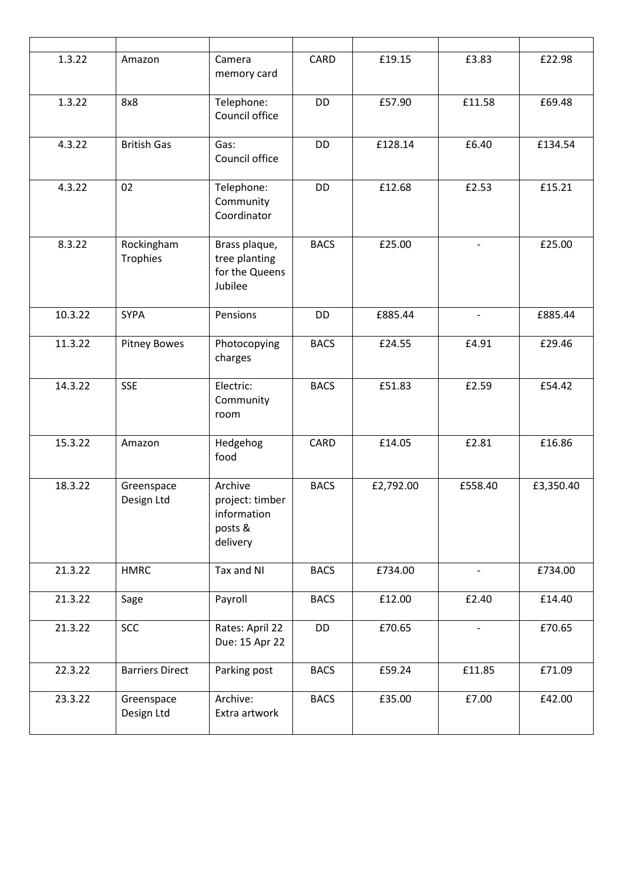| | | | | | | |
|---|---|---|---|---|---|---|
| 1.3.22 | Amazon | Camera memory card | CARD | £19.15 | £3.83 | £22.98 |
| 1.3.22 | 8x8 | Telephone: Council office | DD | £57.90 | £11.58 | £69.48 |
| 4.3.22 | British Gas | Gas: Council office | DD | £128.14 | £6.40 | £134.54 |
| 4.3.22 | 02 | Telephone: Community Coordinator | DD | £12.68 | £2.53 | £15.21 |
| 8.3.22 | Rockingham Trophies | Brass plaque, tree planting for the Queens Jubilee | BACS | £25.00 | - | £25.00 |
| 10.3.22 | SYPA | Pensions | DD | £885.44 | - | £885.44 |
| 11.3.22 | Pitney Bowes | Photocopying charges | BACS | £24.55 | £4.91 | £29.46 |
| 14.3.22 | SSE | Electric: Community room | BACS | £51.83 | £2.59 | £54.42 |
| 15.3.22 | Amazon | Hedgehog food | CARD | £14.05 | £2.81 | £16.86 |
| 18.3.22 | Greenspace Design Ltd | Archive project: timber information posts & delivery | BACS | £2,792.00 | £558.40 | £3,350.40 |
| 21.3.22 | HMRC | Tax and NI | BACS | £734.00 | - | £734.00 |
| 21.3.22 | Sage | Payroll | BACS | £12.00 | £2.40 | £14.40 |
| 21.3.22 | SCC | Rates: April 22 Due: 15 Apr 22 | DD | £70.65 | - | £70.65 |
| 22.3.22 | Barriers Direct | Parking post | BACS | £59.24 | £11.85 | £71.09 |
| 23.3.22 | Greenspace Design Ltd | Archive: Extra artwork | BACS | £35.00 | £7.00 | £42.00 |